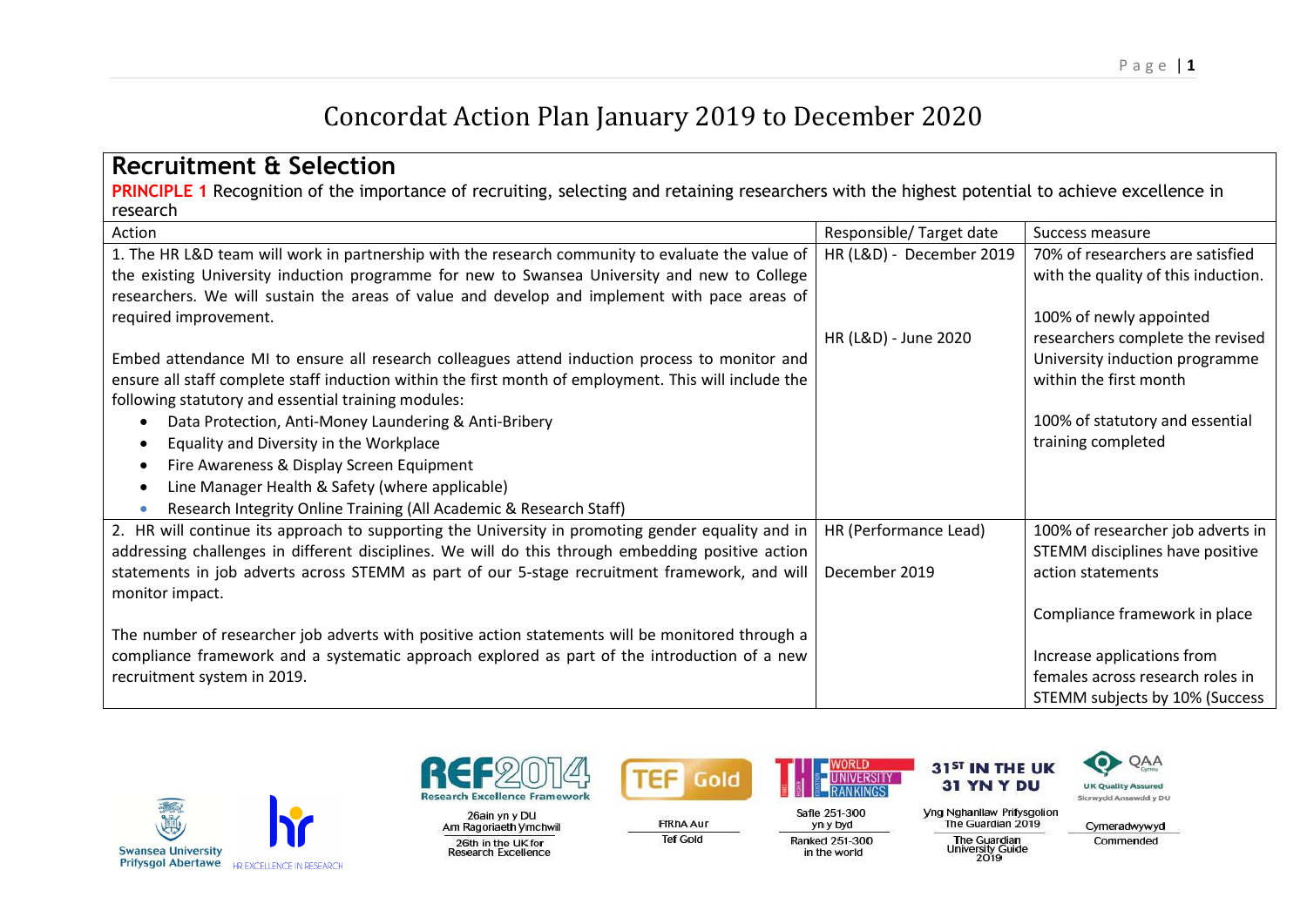# Concordat Action Plan January 2019 to December 2020

## Recruitment & Selection

**PRINCIPLE 1** Recognition of the importance of recruiting, selecting and retaining researchers with the highest potential to achieve excellence in research

| Action | Responsible/ Target date | Success measure |
|---|---|---|
| 1. The HR L&D team will work in partnership with the research community to evaluate the value of the existing University induction programme for new to Swansea University and new to College researchers. We will sustain the areas of value and develop and implement with pace areas of required improvement.<br><br>Embed attendance MI to ensure all research colleagues attend induction process to monitor and ensure all staff complete staff induction within the first month of employment. This will include the following statutory and essential training modules:<br>• Data Protection, Anti-Money Laundering & Anti-Bribery<br>• Equality and Diversity in the Workplace<br>• Fire Awareness & Display Screen Equipment<br>• Line Manager Health & Safety (where applicable)<br>• Research Integrity Online Training (All Academic & Research Staff) | HR (L&D) - December 2019<br><br>HR (L&D) - June 2020 | 70% of researchers are satisfied with the quality of this induction.<br><br>100% of newly appointed researchers complete the revised University induction programme within the first month<br><br>100% of statutory and essential training completed |
| 2. HR will continue its approach to supporting the University in promoting gender equality and in addressing challenges in different disciplines. We will do this through embedding positive action statements in job adverts across STEMM as part of our 5-stage recruitment framework, and will monitor impact.<br><br>The number of researcher job adverts with positive action statements will be monitored through a compliance framework and a systematic approach explored as part of the introduction of a new recruitment system in 2019. | HR (Performance Lead)<br><br>December 2019 | 100% of researcher job adverts in STEMM disciplines have positive action statements<br><br>Compliance framework in place<br><br>Increase applications from females across research roles in STEMM subjects by 10% (Success |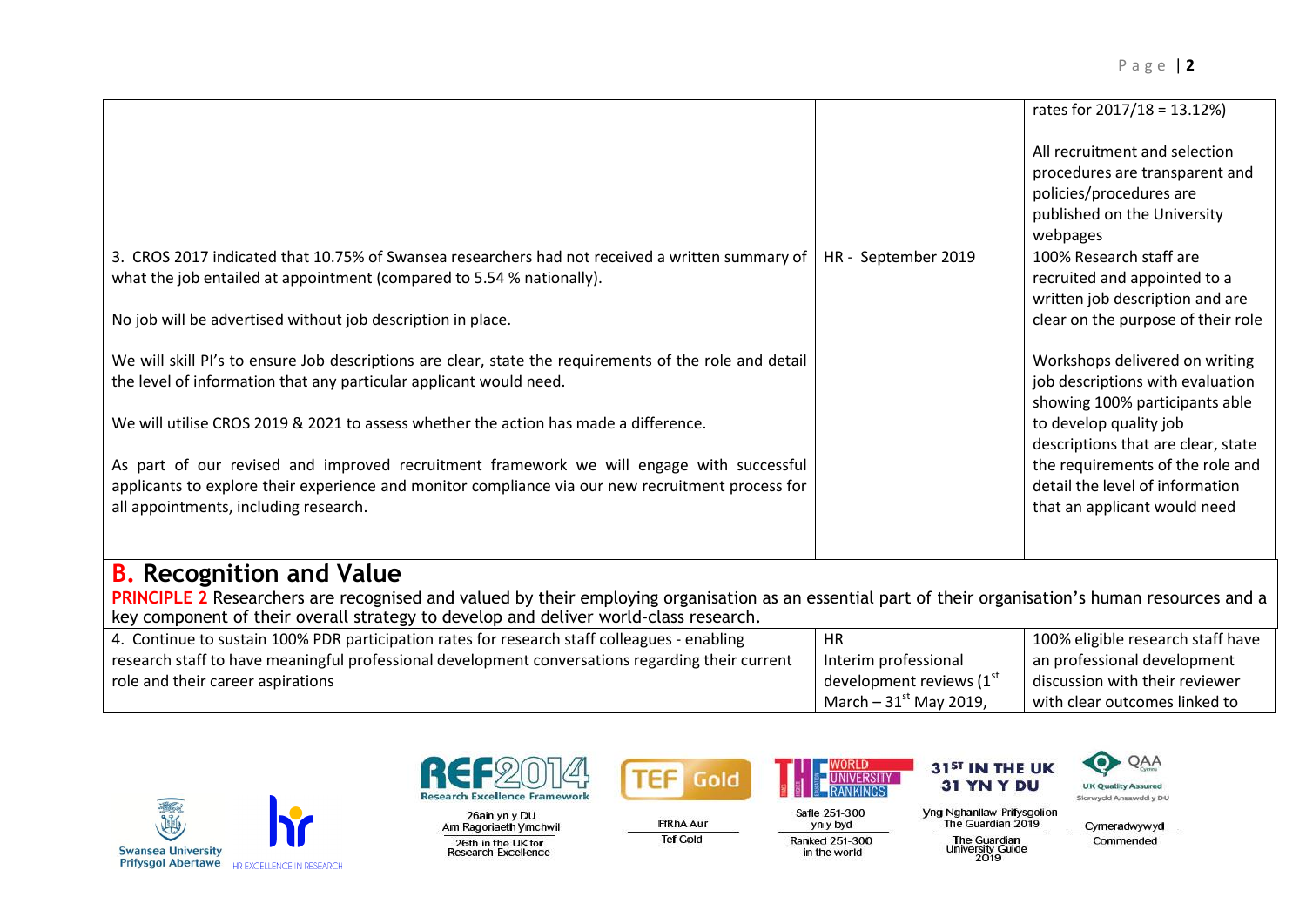| | | rates for 2017/18 = 13.12%)<br><br>All recruitment and selection procedures are transparent and policies/procedures are published on the University webpages |
|---|---|---|
| 3. CROS 2017 indicated that 10.75% of Swansea researchers had not received a written summary of what the job entailed at appointment (compared to 5.54 % nationally).<br><br>No job will be advertised without job description in place.<br><br>We will skill PI's to ensure Job descriptions are clear, state the requirements of the role and detail the level of information that any particular applicant would need.<br><br>We will utilise CROS 2019 & 2021 to assess whether the action has made a difference.<br><br>As part of our revised and improved recruitment framework we will engage with successful applicants to explore their experience and monitor compliance via our new recruitment process for all appointments, including research. | HR - September 2019 | 100% Research staff are recruited and appointed to a written job description and are clear on the purpose of their role<br><br>Workshops delivered on writing job descriptions with evaluation showing 100% participants able to develop quality job descriptions that are clear, state the requirements of the role and detail the level of information that an applicant would need |

## B. Recognition and Value

**PRINCIPLE 2** Researchers are recognised and valued by their employing organisation as an essential part of their organisation's human resources and a key component of their overall strategy to develop and deliver world-class research.

| | | |
|---|---|---|
| 4. Continue to sustain 100% PDR participation rates for research staff colleagues - enabling research staff to have meaningful professional development conversations regarding their current role and their career aspirations | HR<br>Interim professional development reviews (1st March – 31st May 2019, | 100% eligible research staff have an professional development discussion with their reviewer with clear outcomes linked to |

Swansea University
Prifysgol Abertawe

HR EXCELLENCE IN RESEARCH

REF2014 Research Excellence Framework
26ain yn y DU Am Ragoriaeth Ymchwil
26th in the UK for Research Excellence

TEF Gold
FfRhA Aur
Tef Gold

THE World University Rankings
Safle 251-300 yn y byd
Ranked 251-300 in the world

31ST IN THE UK
31 YN Y DU
Yng Nghanllaw Prifysgolion The Guardian 2019
The Guardian University Guide 2019

QAA
UK Quality Assured
Sicrwydd Ansawdd y DU
Cymeradwywyd
Commended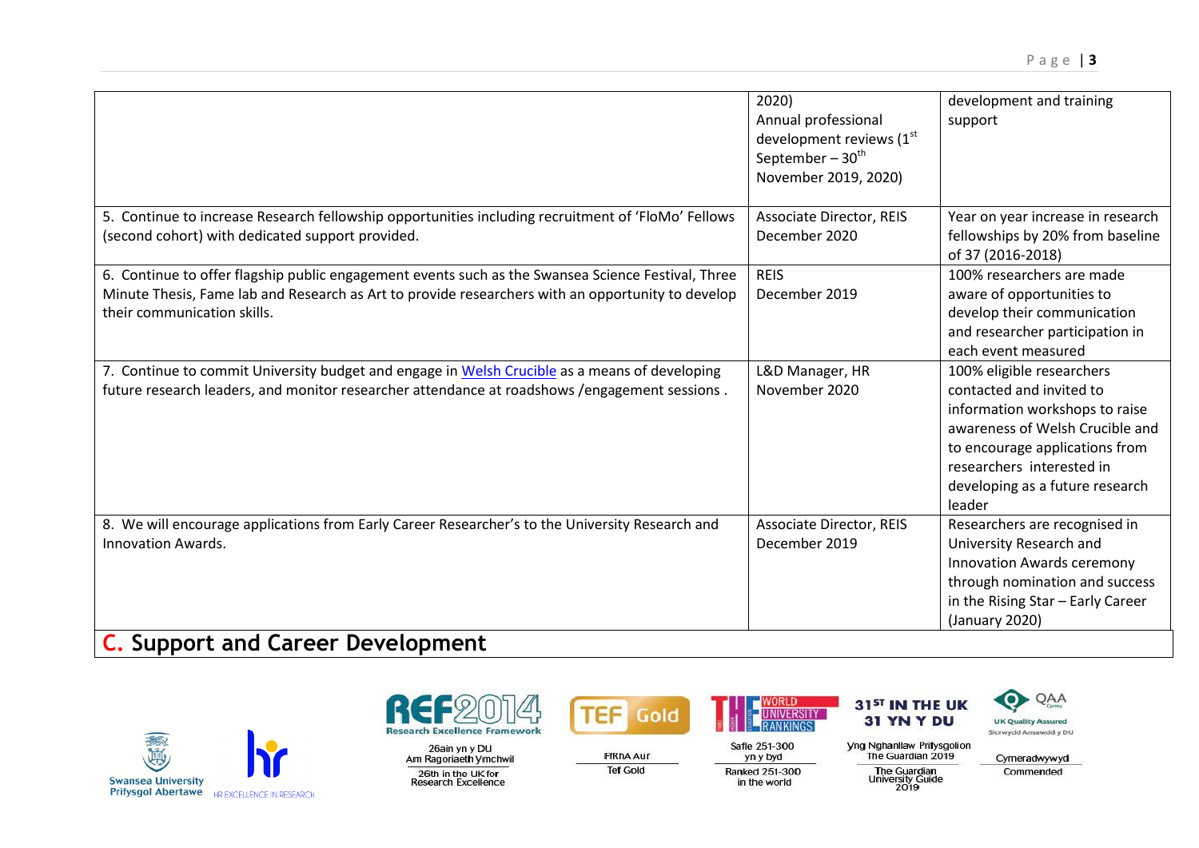| | | |
|---|---|---|
| | 2020)<br>Annual professional development reviews (1st September – 30th November 2019, 2020) | development and training support |
| 5. Continue to increase Research fellowship opportunities including recruitment of 'FloMo' Fellows (second cohort) with dedicated support provided. | Associate Director, REIS<br>December 2020 | Year on year increase in research fellowships by 20% from baseline of 37 (2016-2018) |
| 6. Continue to offer flagship public engagement events such as the Swansea Science Festival, Three Minute Thesis, Fame lab and Research as Art to provide researchers with an opportunity to develop their communication skills. | REIS<br>December 2019 | 100% researchers are made aware of opportunities to develop their communication and researcher participation in each event measured |
| 7. Continue to commit University budget and engage in Welsh Crucible as a means of developing future research leaders, and monitor researcher attendance at roadshows /engagement sessions . | L&D Manager, HR<br>November 2020 | 100% eligible researchers contacted and invited to information workshops to raise awareness of Welsh Crucible and to encourage applications from researchers interested in developing as a future research leader |
| 8. We will encourage applications from Early Career Researcher's to the University Research and Innovation Awards. | Associate Director, REIS<br>December 2019 | Researchers are recognised in University Research and Innovation Awards ceremony through nomination and success in the Rising Star – Early Career (January 2020) |

## C. Support and Career Development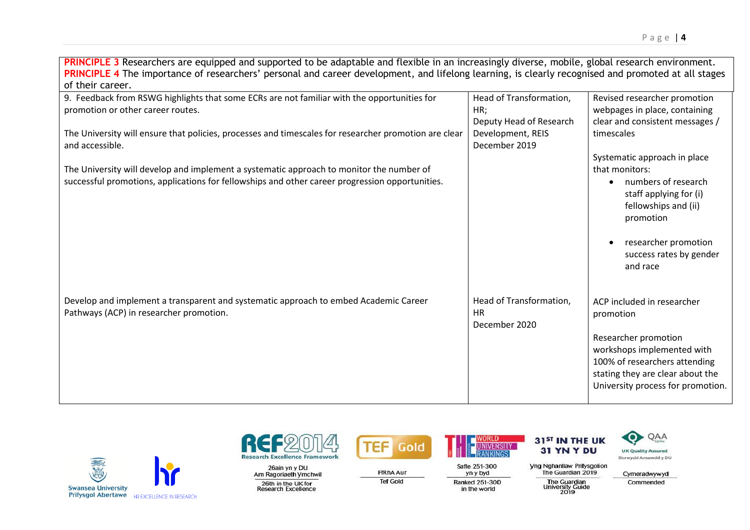| **PRINCIPLE 3** Researchers are equipped and supported to be adaptable and flexible in an increasingly diverse, mobile, global research environment. **PRINCIPLE 4** The importance of researchers' personal and career development, and lifelong learning, is clearly recognised and promoted at all stages of their career. | | |
|---|---|---|
| 9. Feedback from RSWG highlights that some ECRs are not familiar with the opportunities for promotion or other career routes.<br><br>The University will ensure that policies, processes and timescales for researcher promotion are clear and accessible.<br><br>The University will develop and implement a systematic approach to monitor the number of successful promotions, applications for fellowships and other career progression opportunities. | Head of Transformation, HR;<br>Deputy Head of Research Development, REIS<br>December 2019 | Revised researcher promotion webpages in place, containing clear and consistent messages / timescales<br><br>Systematic approach in place that monitors:<br>• numbers of research staff applying for (i) fellowships and (ii) promotion<br>• researcher promotion success rates by gender and race |
| Develop and implement a transparent and systematic approach to embed Academic Career Pathways (ACP) in researcher promotion. | Head of Transformation, HR<br>December 2020 | ACP included in researcher promotion<br><br>Researcher promotion workshops implemented with 100% of researchers attending stating they are clear about the University process for promotion. |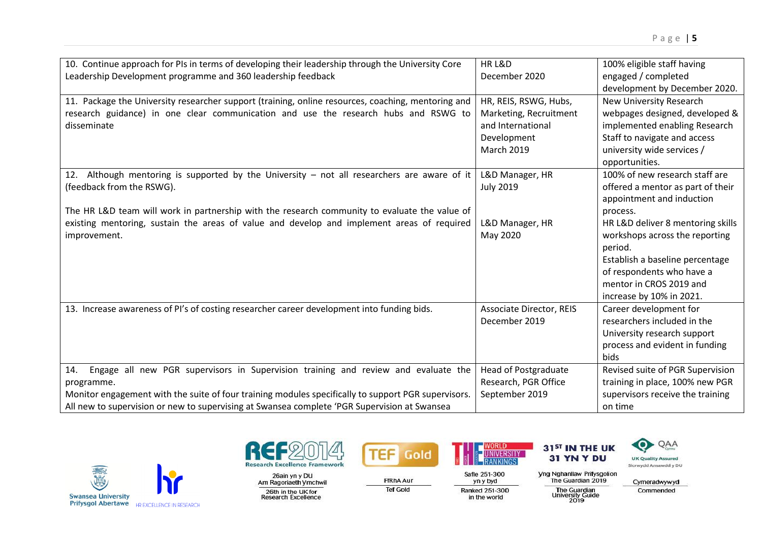| | | |
|---|---|---|
| 10. Continue approach for PIs in terms of developing their leadership through the University Core Leadership Development programme and 360 leadership feedback | HR L&D<br>December 2020 | 100% eligible staff having engaged / completed development by December 2020. |
| 11. Package the University researcher support (training, online resources, coaching, mentoring and research guidance) in one clear communication and use the research hubs and RSWG to disseminate | HR, REIS, RSWG, Hubs, Marketing, Recruitment and International Development<br>March 2019 | New University Research webpages designed, developed & implemented enabling Research Staff to navigate and access university wide services / opportunities. |
| 12. Although mentoring is supported by the University – not all researchers are aware of it (feedback from the RSWG).<br><br>The HR L&D team will work in partnership with the research community to evaluate the value of existing mentoring, sustain the areas of value and develop and implement areas of required improvement. | L&D Manager, HR<br>July 2019<br><br>L&D Manager, HR<br>May 2020 | 100% of new research staff are offered a mentor as part of their appointment and induction process.<br>HR L&D deliver 8 mentoring skills workshops across the reporting period.<br>Establish a baseline percentage of respondents who have a mentor in CROS 2019 and increase by 10% in 2021. |
| 13. Increase awareness of PI's of costing researcher career development into funding bids. | Associate Director, REIS<br>December 2019 | Career development for researchers included in the University research support process and evident in funding bids |
| 14. Engage all new PGR supervisors in Supervision training and review and evaluate the programme.<br>Monitor engagement with the suite of four training modules specifically to support PGR supervisors.<br>All new to supervision or new to supervising at Swansea complete 'PGR Supervision at Swansea | Head of Postgraduate Research, PGR Office<br>September 2019 | Revised suite of PGR Supervision training in place, 100% new PGR supervisors receive the training on time |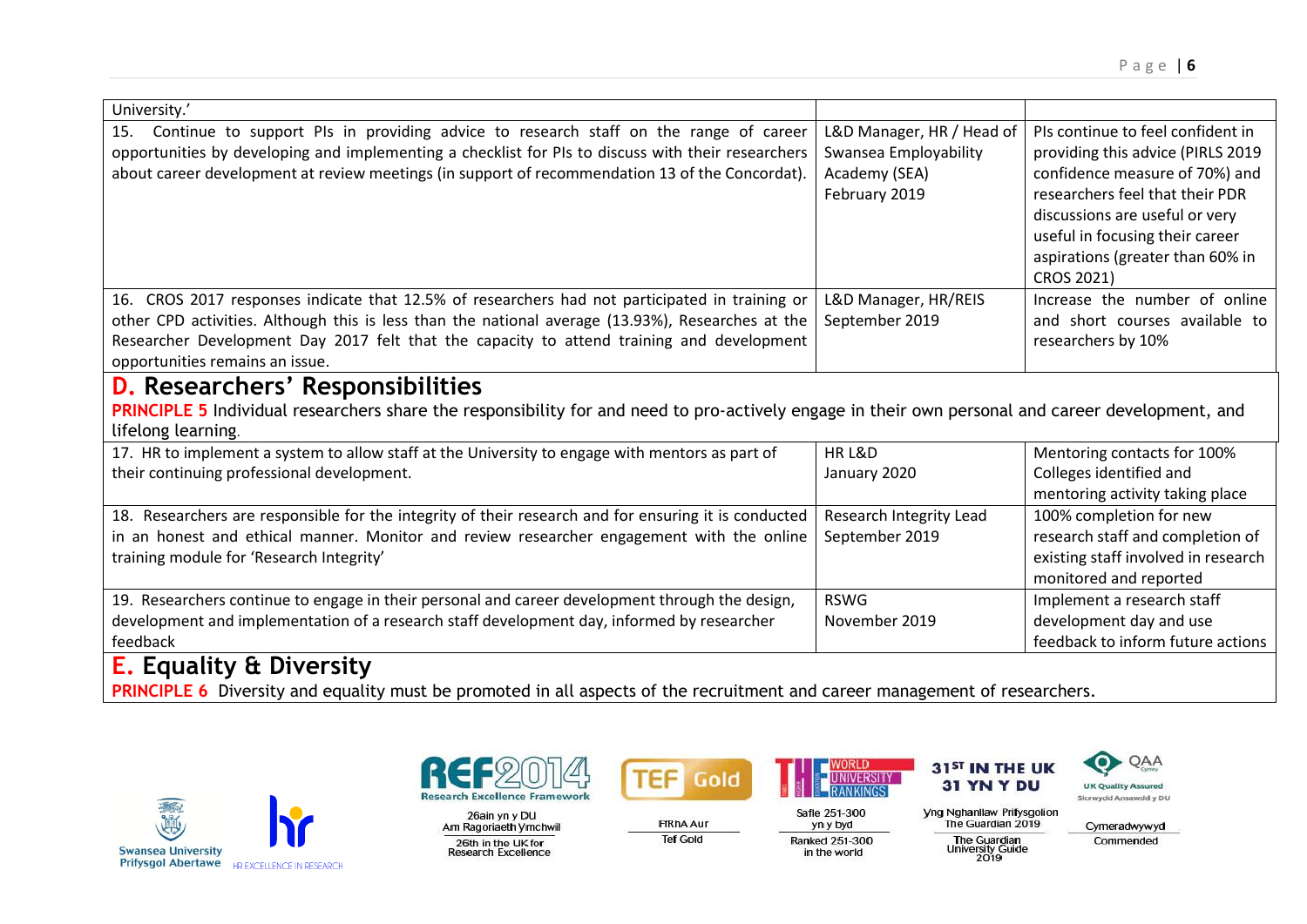| | | |
|---|---|---|
| University.' | | |
| 15. Continue to support PIs in providing advice to research staff on the range of career opportunities by developing and implementing a checklist for PIs to discuss with their researchers about career development at review meetings (in support of recommendation 13 of the Concordat). | L&D Manager, HR / Head of Swansea Employability Academy (SEA) February 2019 | PIs continue to feel confident in providing this advice (PIRLS 2019 confidence measure of 70%) and researchers feel that their PDR discussions are useful or very useful in focusing their career aspirations (greater than 60% in CROS 2021) |
| 16. CROS 2017 responses indicate that 12.5% of researchers had not participated in training or other CPD activities. Although this is less than the national average (13.93%), Researches at the Researcher Development Day 2017 felt that the capacity to attend training and development opportunities remains an issue. | L&D Manager, HR/REIS September 2019 | Increase the number of online and short courses available to researchers by 10% |

## D. Researchers' Responsibilities

**PRINCIPLE 5** Individual researchers share the responsibility for and need to pro-actively engage in their own personal and career development, and lifelong learning.

| | | |
|---|---|---|
| 17. HR to implement a system to allow staff at the University to engage with mentors as part of their continuing professional development. | HR L&D January 2020 | Mentoring contacts for 100% Colleges identified and mentoring activity taking place |
| 18. Researchers are responsible for the integrity of their research and for ensuring it is conducted in an honest and ethical manner. Monitor and review researcher engagement with the online training module for 'Research Integrity' | Research Integrity Lead September 2019 | 100% completion for new research staff and completion of existing staff involved in research monitored and reported |
| 19. Researchers continue to engage in their personal and career development through the design, development and implementation of a research staff development day, informed by researcher feedback | RSWG November 2019 | Implement a research staff development day and use feedback to inform future actions |

## E. Equality & Diversity

**PRINCIPLE 6** Diversity and equality must be promoted in all aspects of the recruitment and career management of researchers.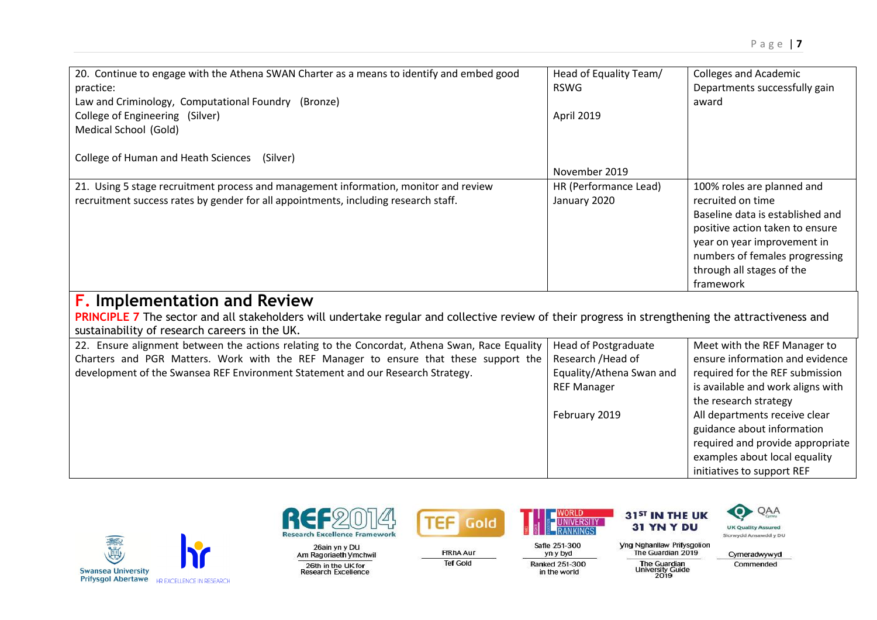| | | |
|---|---|---|
| 20. Continue to engage with the Athena SWAN Charter as a means to identify and embed good practice:<br>Law and Criminology, Computational Foundry (Bronze)<br>College of Engineering (Silver)<br>Medical School (Gold)<br><br>College of Human and Heath Sciences (Silver) | Head of Equality Team/ RSWG<br><br>April 2019<br><br><br><br>November 2019 | Colleges and Academic Departments successfully gain award |
| 21. Using 5 stage recruitment process and management information, monitor and review recruitment success rates by gender for all appointments, including research staff. | HR (Performance Lead)<br>January 2020 | 100% roles are planned and recruited on time<br>Baseline data is established and positive action taken to ensure year on year improvement in numbers of females progressing through all stages of the framework |

## F. Implementation and Review

**PRINCIPLE 7** The sector and all stakeholders will undertake regular and collective review of their progress in strengthening the attractiveness and sustainability of research careers in the UK.

| | | |
|---|---|---|
| 22. Ensure alignment between the actions relating to the Concordat, Athena Swan, Race Equality Charters and PGR Matters. Work with the REF Manager to ensure that these support the development of the Swansea REF Environment Statement and our Research Strategy. | Head of Postgraduate Research /Head of Equality/Athena Swan and REF Manager<br><br>February 2019 | Meet with the REF Manager to ensure information and evidence required for the REF submission is available and work aligns with the research strategy<br>All departments receive clear guidance about information required and provide appropriate examples about local equality initiatives to support REF |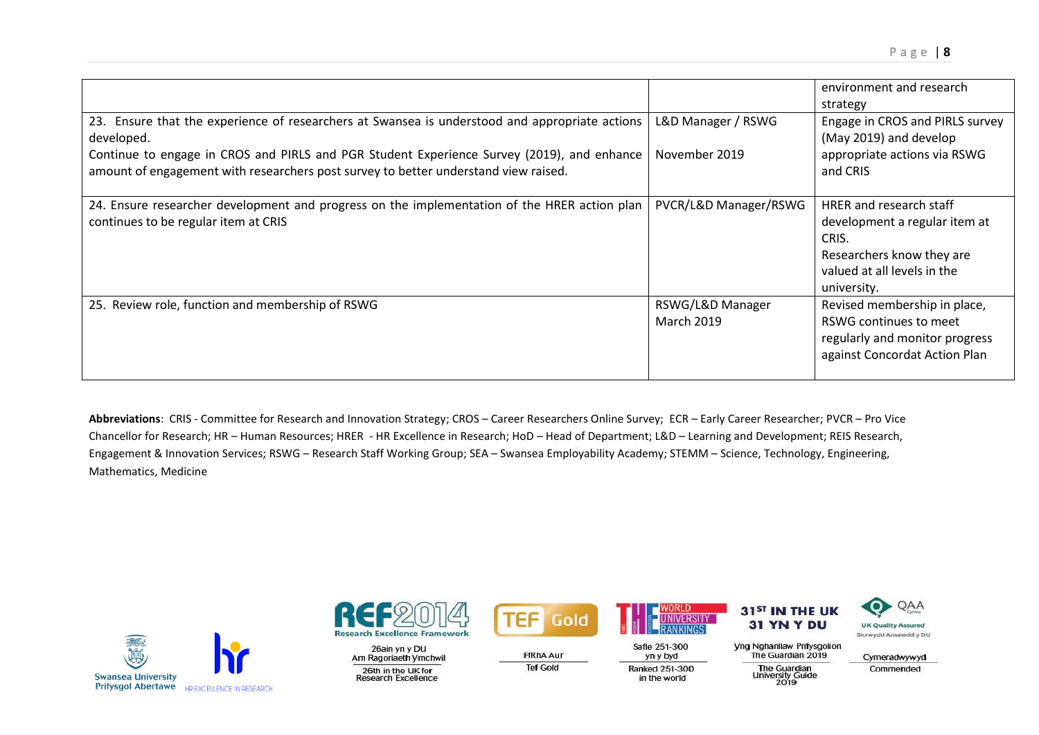| | | |
|---|---|---|
| | | environment and research strategy |
| 23. Ensure that the experience of researchers at Swansea is understood and appropriate actions developed.<br>Continue to engage in CROS and PIRLS and PGR Student Experience Survey (2019), and enhance amount of engagement with researchers post survey to better understand view raised. | L&D Manager / RSWG<br><br>November 2019 | Engage in CROS and PIRLS survey (May 2019) and develop appropriate actions via RSWG and CRIS |
| 24. Ensure researcher development and progress on the implementation of the HRER action plan continues to be regular item at CRIS | PVCR/L&D Manager/RSWG | HRER and research staff development a regular item at CRIS.<br>Researchers know they are valued at all levels in the university. |
| 25. Review role, function and membership of RSWG | RSWG/L&D Manager<br>March 2019 | Revised membership in place, RSWG continues to meet regularly and monitor progress against Concordat Action Plan |

**Abbreviations**: CRIS - Committee for Research and Innovation Strategy; CROS – Career Researchers Online Survey; ECR – Early Career Researcher; PVCR – Pro Vice Chancellor for Research; HR – Human Resources; HRER - HR Excellence in Research; HoD – Head of Department; L&D – Learning and Development; REIS Research, Engagement & Innovation Services; RSWG – Research Staff Working Group; SEA – Swansea Employability Academy; STEMM – Science, Technology, Engineering, Mathematics, Medicine